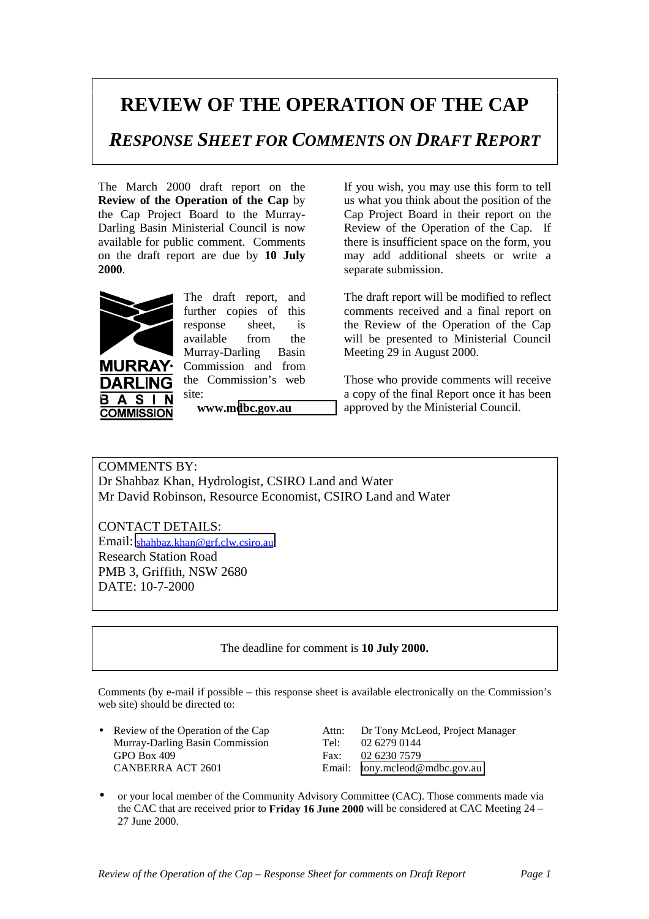# REVIEW OF THE OPERATION OF THE CAP

## *RESPONSE SHEET FOR COMMENTS ON DRAFT REPORT*

The March 2000 draft report on the **Review of the Operation of the Cap** by the Cap Project Board to the Murray-Darling Basin Ministerial Council is now available for public comment. Comments on the draft report are due by **10 July 2000**.

The draft report, and further copies of this response sheet, is available from the Murray-Darling Basin Commission and from the Commission's web site:

**www.mdbc.gov.au**

If you wish, you may use this form to tell us what you think about the position of the Cap Project Board in their report on the Review of the Operation of the Cap. If there is insufficient space on the form, you may add additional sheets or write a separate submission.

The draft report will be modified to reflect comments received and a final report on the Review of the Operation of the Cap will be presented to Ministerial Council Meeting 29 in August 2000.

Those who provide comments will receive a copy of the final Report once it has been approved by the Ministerial Council.

COMMENTS BY:
Dr Shahbaz Khan, Hydrologist, CSIRO Land and Water
Mr David Robinson, Resource Economist, CSIRO Land and Water

CONTACT DETAILS:
Email: shahbaz.khan@grf.clw.csiro.au
Research Station Road
PMB 3, Griffith, NSW 2680
DATE: 10-7-2000

The deadline for comment is **10 July 2000.**

Comments (by e-mail if possible – this response sheet is available electronically on the Commission's web site) should be directed to:

- Review of the Operation of the Cap
  Murray-Darling Basin Commission
  GPO Box 409
  CANBERRA ACT 2601

  Attn: Dr Tony McLeod, Project Manager
  Tel: 02 6279 0144
  Fax: 02 6230 7579
  Email: tony.mcleod@mdbc.gov.au

- or your local member of the Community Advisory Committee (CAC). Those comments made via the CAC that are received prior to **Friday 16 June 2000** will be considered at CAC Meeting 24 – 27 June 2000.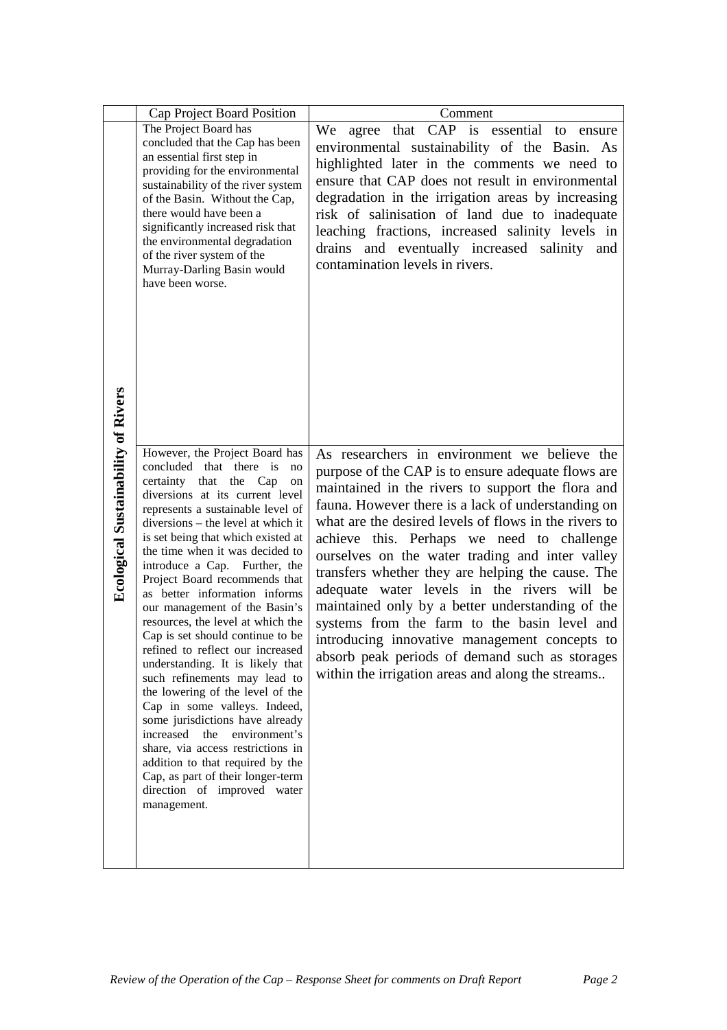| | Cap Project Board Position | Comment |
|---|---|---|
| Ecological Sustainability of Rivers | The Project Board has concluded that the Cap has been an essential first step in providing for the environmental sustainability of the river system of the Basin. Without the Cap, there would have been a significantly increased risk that the environmental degradation of the river system of the Murray-Darling Basin would have been worse. | We agree that CAP is essential to ensure environmental sustainability of the Basin. As highlighted later in the comments we need to ensure that CAP does not result in environmental degradation in the irrigation areas by increasing risk of salinisation of land due to inadequate leaching fractions, increased salinity levels in drains and eventually increased salinity and contamination levels in rivers. |
| | However, the Project Board has concluded that there is no certainty that the Cap on diversions at its current level represents a sustainable level of diversions – the level at which it is set being that which existed at the time when it was decided to introduce a Cap. Further, the Project Board recommends that as better information informs our management of the Basin's resources, the level at which the Cap is set should continue to be refined to reflect our increased understanding. It is likely that such refinements may lead to the lowering of the level of the Cap in some valleys. Indeed, some jurisdictions have already increased the environment's share, via access restrictions in addition to that required by the Cap, as part of their longer-term direction of improved water management. | As researchers in environment we believe the purpose of the CAP is to ensure adequate flows are maintained in the rivers to support the flora and fauna. However there is a lack of understanding on what are the desired levels of flows in the rivers to achieve this. Perhaps we need to challenge ourselves on the water trading and inter valley transfers whether they are helping the cause. The adequate water levels in the rivers will be maintained only by a better understanding of the systems from the farm to the basin level and introducing innovative management concepts to absorb peak periods of demand such as storages within the irrigation areas and along the streams.. |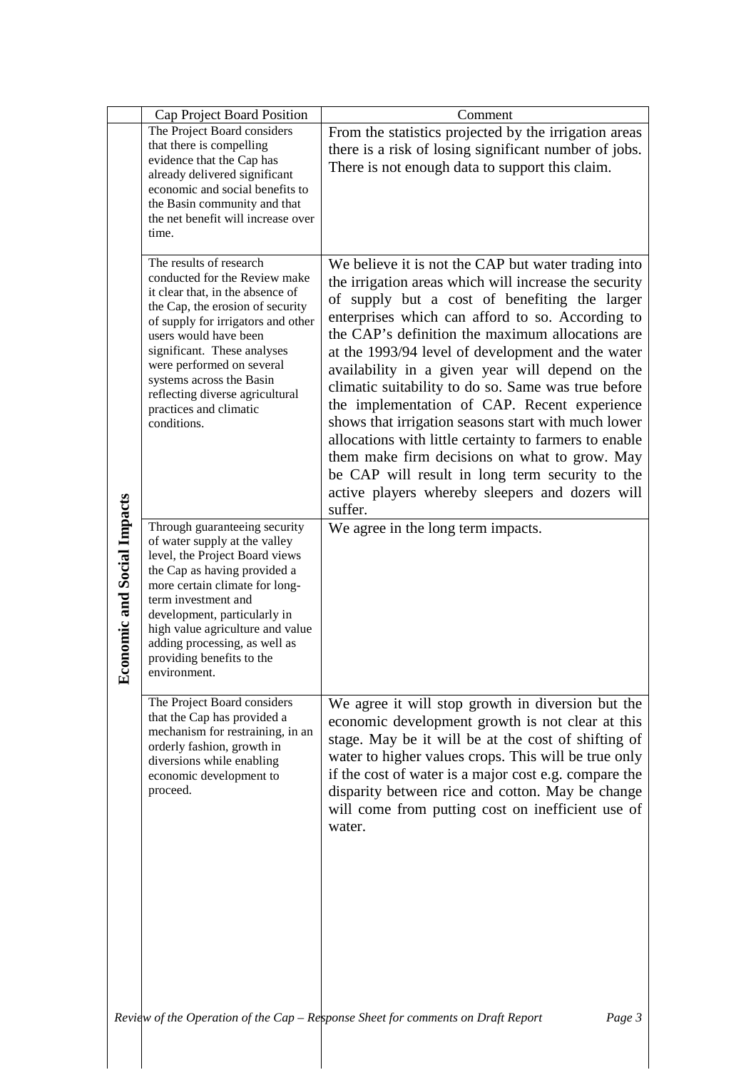|  | Cap Project Board Position | Comment |
|---|---|---|
| **Economic and Social Impacts** | The Project Board considers that there is compelling evidence that the Cap has already delivered significant economic and social benefits to the Basin community and that the net benefit will increase over time. | From the statistics projected by the irrigation areas there is a risk of losing significant number of jobs. There is not enough data to support this claim. |
|  | The results of research conducted for the Review make it clear that, in the absence of the Cap, the erosion of security of supply for irrigators and other users would have been significant. These analyses were performed on several systems across the Basin reflecting diverse agricultural practices and climatic conditions. | We believe it is not the CAP but water trading into the irrigation areas which will increase the security of supply but a cost of benefiting the larger enterprises which can afford to so. According to the CAP's definition the maximum allocations are at the 1993/94 level of development and the water availability in a given year will depend on the climatic suitability to do so. Same was true before the implementation of CAP. Recent experience shows that irrigation seasons start with much lower allocations with little certainty to farmers to enable them make firm decisions on what to grow. May be CAP will result in long term security to the active players whereby sleepers and dozers will suffer. |
|  | Through guaranteeing security of water supply at the valley level, the Project Board views the Cap as having provided a more certain climate for long-term investment and development, particularly in high value agriculture and value adding processing, as well as providing benefits to the environment. | We agree in the long term impacts. |
|  | The Project Board considers that the Cap has provided a mechanism for restraining, in an orderly fashion, growth in diversions while enabling economic development to proceed. | We agree it will stop growth in diversion but the economic development growth is not clear at this stage. May be it will be at the cost of shifting of water to higher values crops. This will be true only if the cost of water is a major cost e.g. compare the disparity between rice and cotton. May be change will come from putting cost on inefficient use of water. |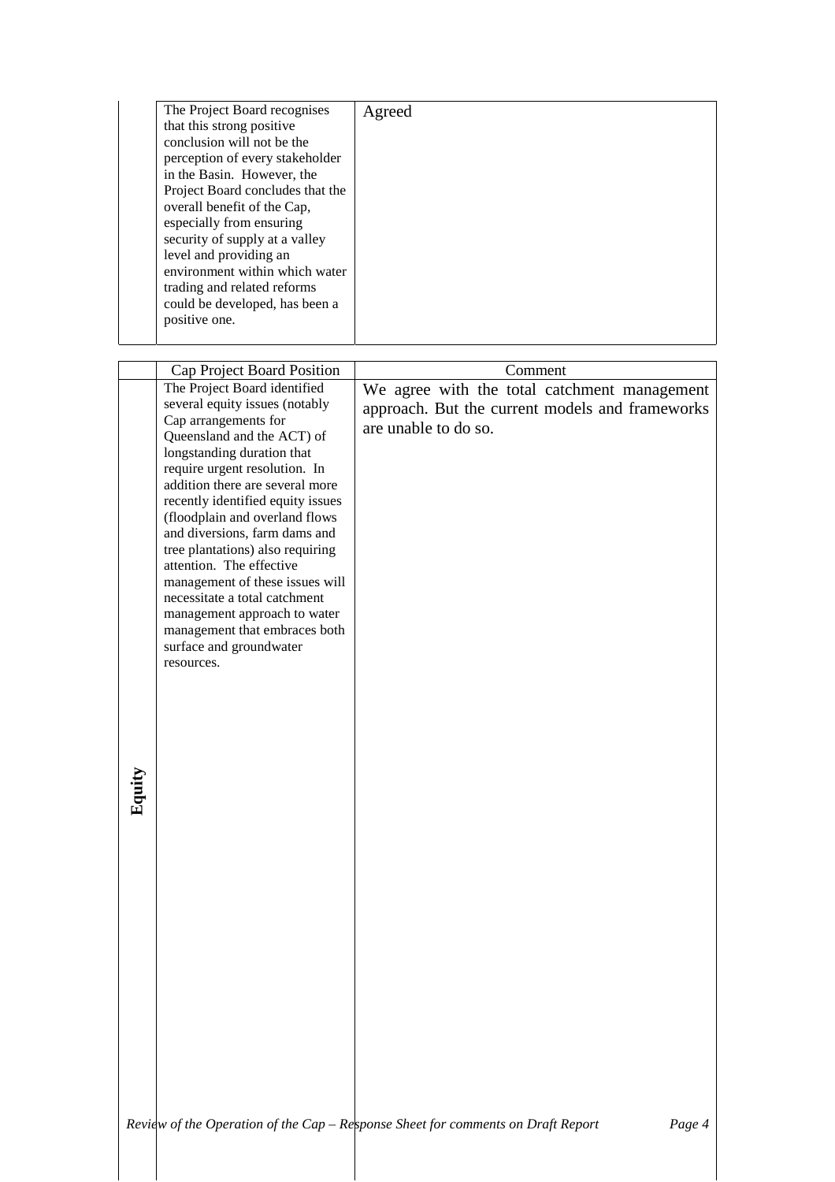| | | |
|---|---|---|
| | The Project Board recognises that this strong positive conclusion will not be the perception of every stakeholder in the Basin. However, the Project Board concludes that the overall benefit of the Cap, especially from ensuring security of supply at a valley level and providing an environment within which water trading and related reforms could be developed, has been a positive one. | Agreed |

| | Cap Project Board Position | Comment |
|---|---|---|
| **Equity** | The Project Board identified several equity issues (notably Cap arrangements for Queensland and the ACT) of longstanding duration that require urgent resolution. In addition there are several more recently identified equity issues (floodplain and overland flows and diversions, farm dams and tree plantations) also requiring attention. The effective management of these issues will necessitate a total catchment management approach to water management that embraces both surface and groundwater resources. | We agree with the total catchment management approach. But the current models and frameworks are unable to do so. |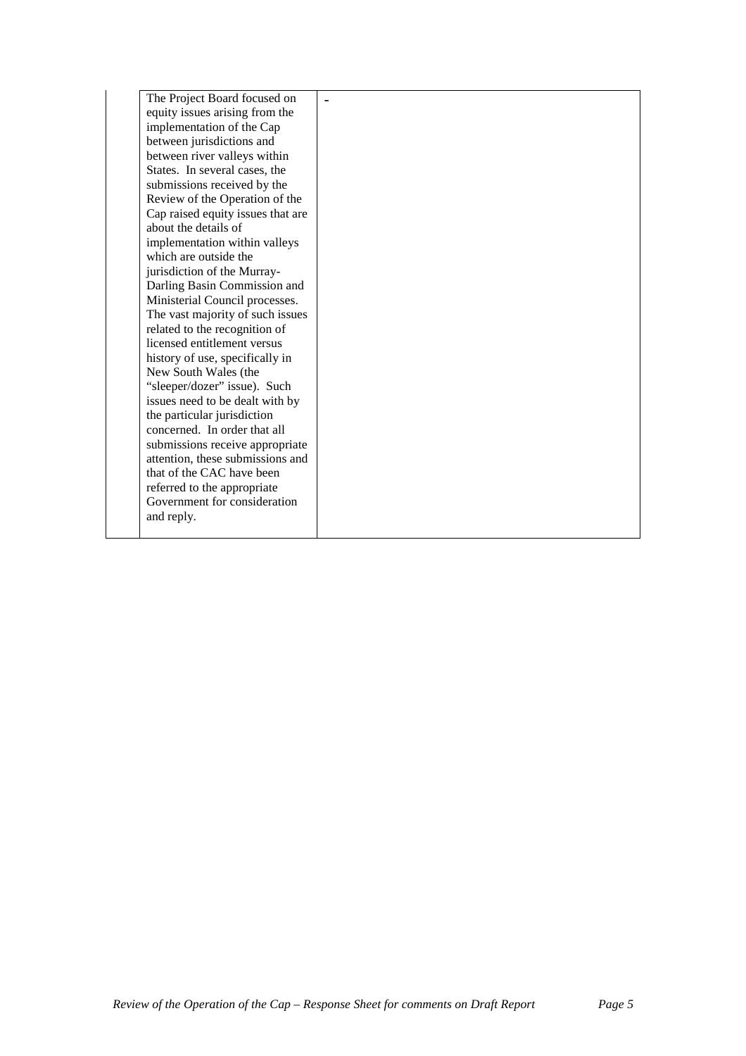| | |
|---|---|
| The Project Board focused on equity issues arising from the implementation of the Cap between jurisdictions and between river valleys within States. In several cases, the submissions received by the Review of the Operation of the Cap raised equity issues that are about the details of implementation within valleys which are outside the jurisdiction of the Murray-Darling Basin Commission and Ministerial Council processes. The vast majority of such issues related to the recognition of licensed entitlement versus history of use, specifically in New South Wales (the "sleeper/dozer" issue). Such issues need to be dealt with by the particular jurisdiction concerned. In order that all submissions receive appropriate attention, these submissions and that of the CAC have been referred to the appropriate Government for consideration and reply. | - |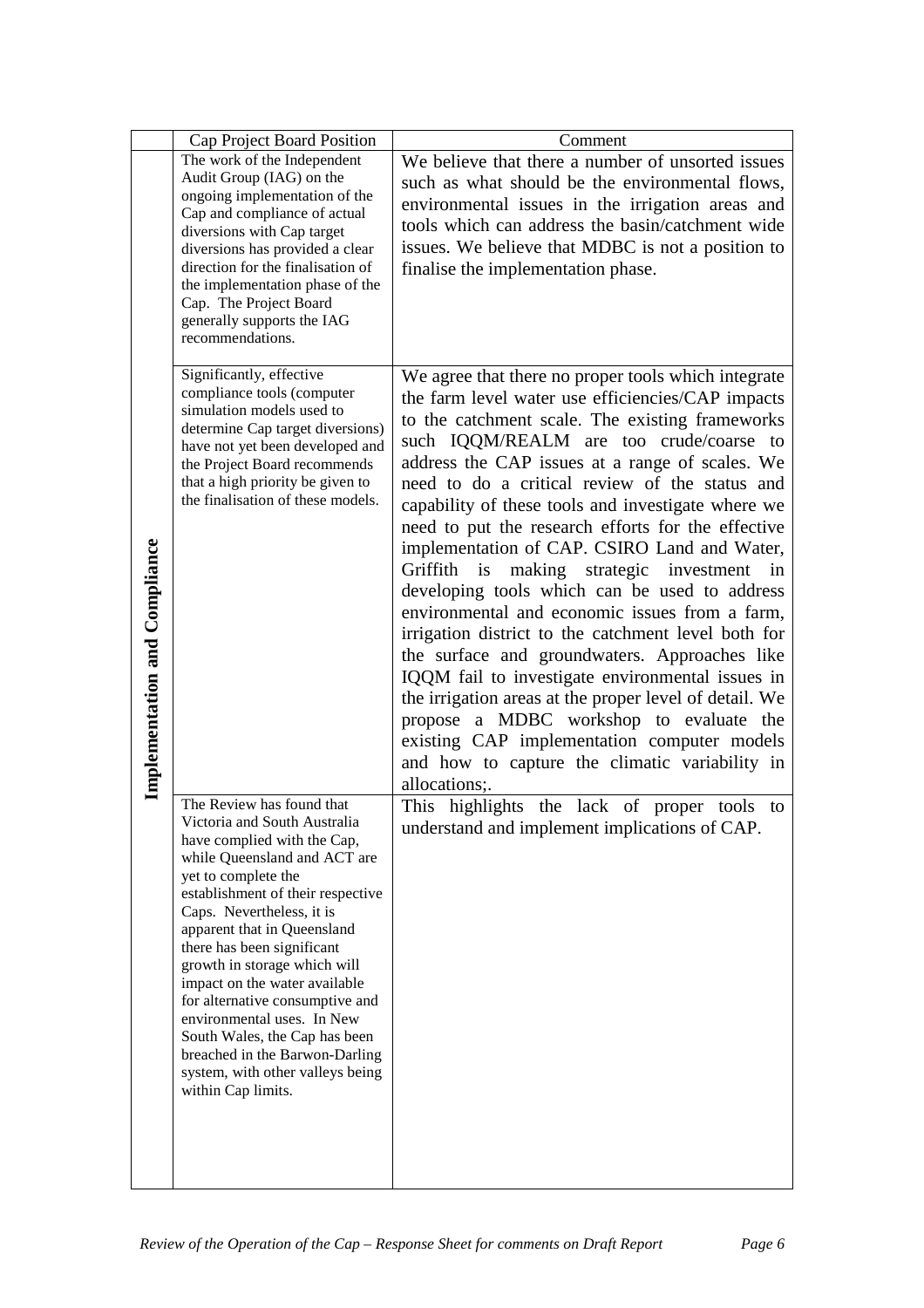| | Cap Project Board Position | Comment |
|---|---|---|
| **Implementation and Compliance** | The work of the Independent Audit Group (IAG) on the ongoing implementation of the Cap and compliance of actual diversions with Cap target diversions has provided a clear direction for the finalisation of the implementation phase of the Cap. The Project Board generally supports the IAG recommendations. | We believe that there a number of unsorted issues such as what should be the environmental flows, environmental issues in the irrigation areas and tools which can address the basin/catchment wide issues. We believe that MDBC is not a position to finalise the implementation phase. |
| | Significantly, effective compliance tools (computer simulation models used to determine Cap target diversions) have not yet been developed and the Project Board recommends that a high priority be given to the finalisation of these models. | We agree that there no proper tools which integrate the farm level water use efficiencies/CAP impacts to the catchment scale. The existing frameworks such IQQM/REALM are too crude/coarse to address the CAP issues at a range of scales. We need to do a critical review of the status and capability of these tools and investigate where we need to put the research efforts for the effective implementation of CAP. CSIRO Land and Water, Griffith is making strategic investment in developing tools which can be used to address environmental and economic issues from a farm, irrigation district to the catchment level both for the surface and groundwaters. Approaches like IQQM fail to investigate environmental issues in the irrigation areas at the proper level of detail. We propose a MDBC workshop to evaluate the existing CAP implementation computer models and how to capture the climatic variability in allocations;. |
| | The Review has found that Victoria and South Australia have complied with the Cap, while Queensland and ACT are yet to complete the establishment of their respective Caps. Nevertheless, it is apparent that in Queensland there has been significant growth in storage which will impact on the water available for alternative consumptive and environmental uses. In New South Wales, the Cap has been breached in the Barwon-Darling system, with other valleys being within Cap limits. | This highlights the lack of proper tools to understand and implement implications of CAP. |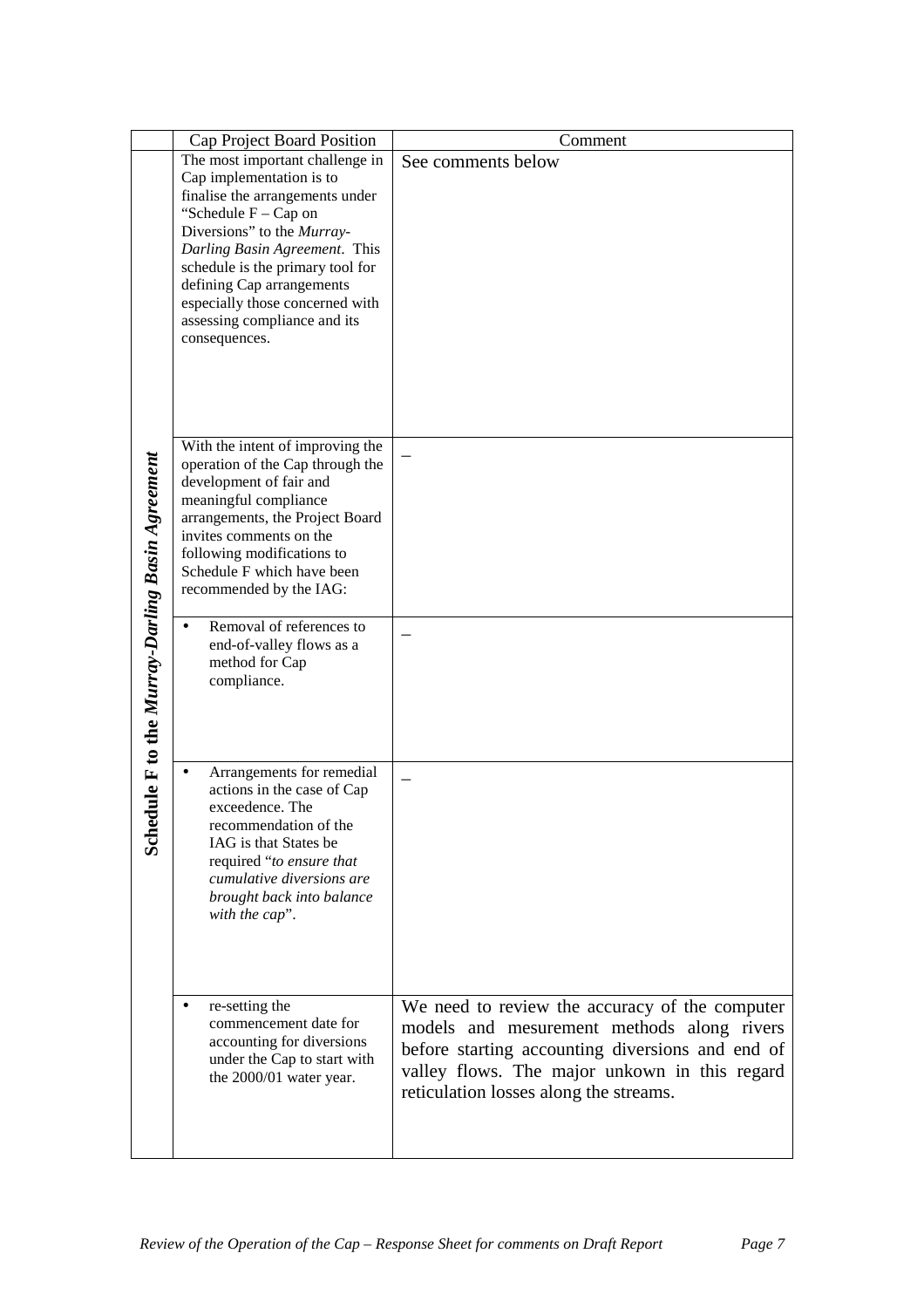|  | Cap Project Board Position | Comment |
|---|---|---|
| **Schedule F to the *Murray-Darling Basin Agreement*** | The most important challenge in Cap implementation is to finalise the arrangements under "Schedule F – Cap on Diversions" to the *Murray-Darling Basin Agreement*. This schedule is the primary tool for defining Cap arrangements especially those concerned with assessing compliance and its consequences. | See comments below |
|  | With the intent of improving the operation of the Cap through the development of fair and meaningful compliance arrangements, the Project Board invites comments on the following modifications to Schedule F which have been recommended by the IAG: | – |
|  | • Removal of references to end-of-valley flows as a method for Cap compliance. | – |
|  | • Arrangements for remedial actions in the case of Cap exceedence. The recommendation of the IAG is that States be required "*to ensure that cumulative diversions are brought back into balance with the cap*". | – |
|  | • re-setting the commencement date for accounting for diversions under the Cap to start with the 2000/01 water year. | We need to review the accuracy of the computer models and mesurement methods along rivers before starting accounting diversions and end of valley flows. The major unkown in this regard reticulation losses along the streams. |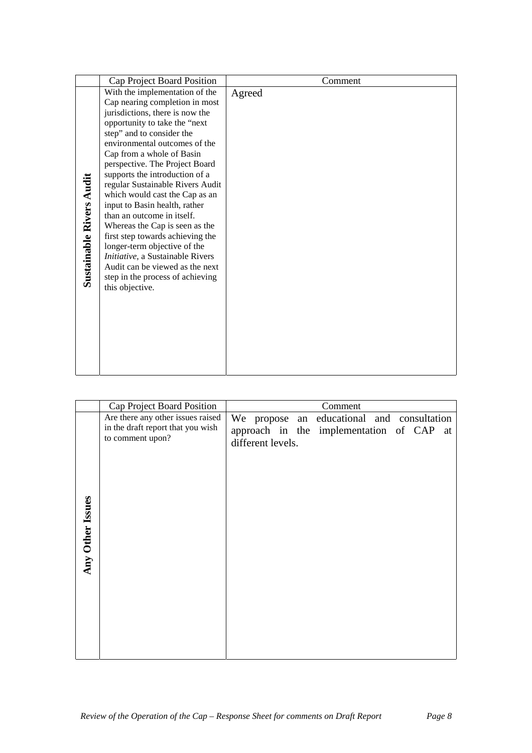| | Cap Project Board Position | Comment |
|---|---|---|
| **Sustainable Rivers Audit** | With the implementation of the Cap nearing completion in most jurisdictions, there is now the opportunity to take the "next step" and to consider the environmental outcomes of the Cap from a whole of Basin perspective. The Project Board supports the introduction of a regular Sustainable Rivers Audit which would cast the Cap as an input to Basin health, rather than an outcome in itself. Whereas the Cap is seen as the first step towards achieving the longer-term objective of the *Initiative*, a Sustainable Rivers Audit can be viewed as the next step in the process of achieving this objective. | Agreed |

| | Cap Project Board Position | Comment |
|---|---|---|
| **Any Other Issues** | Are there any other issues raised in the draft report that you wish to comment upon? | We propose an educational and consultation approach in the implementation of CAP at different levels. |